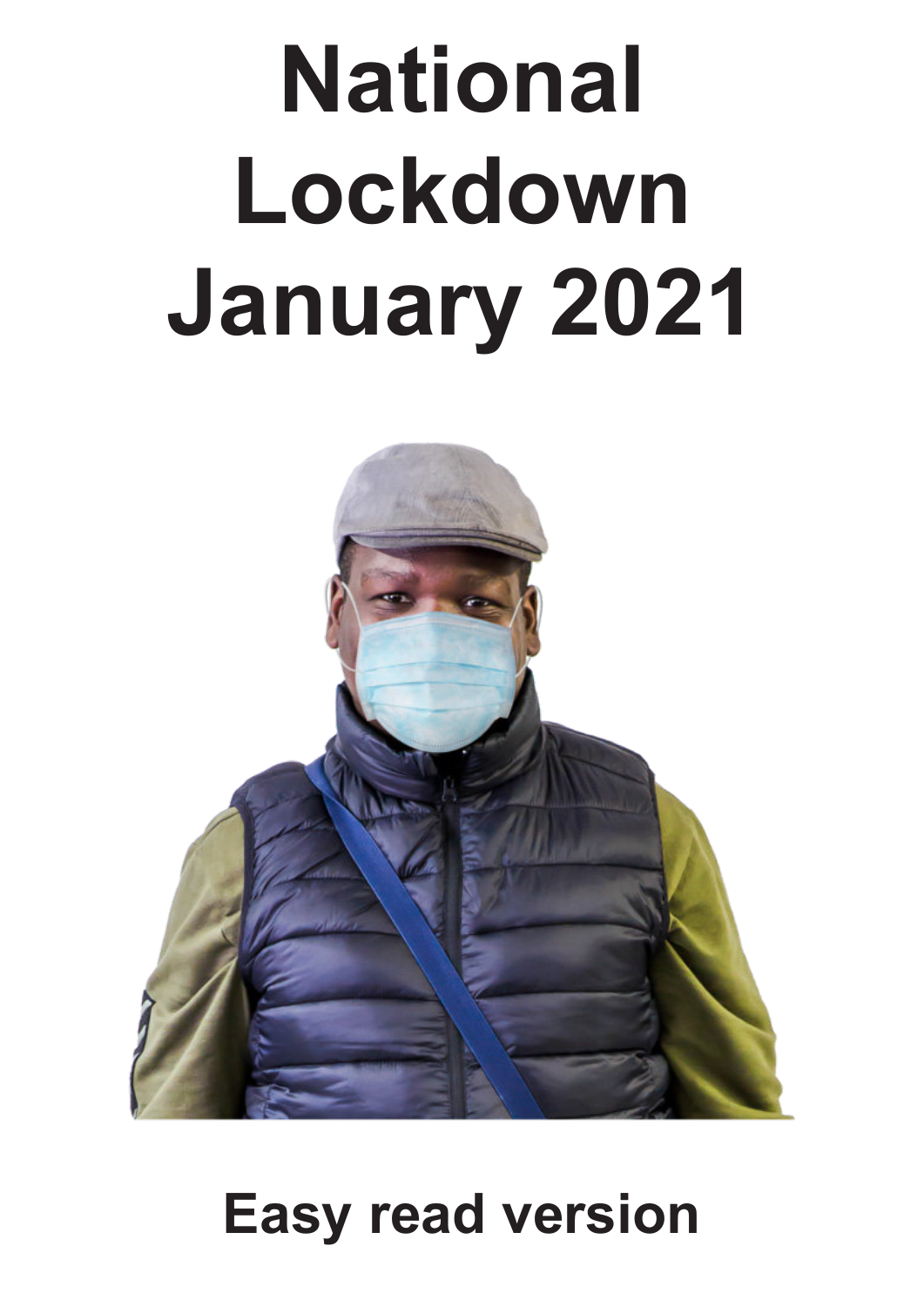# National Lockdown January 2021

**Easy read version**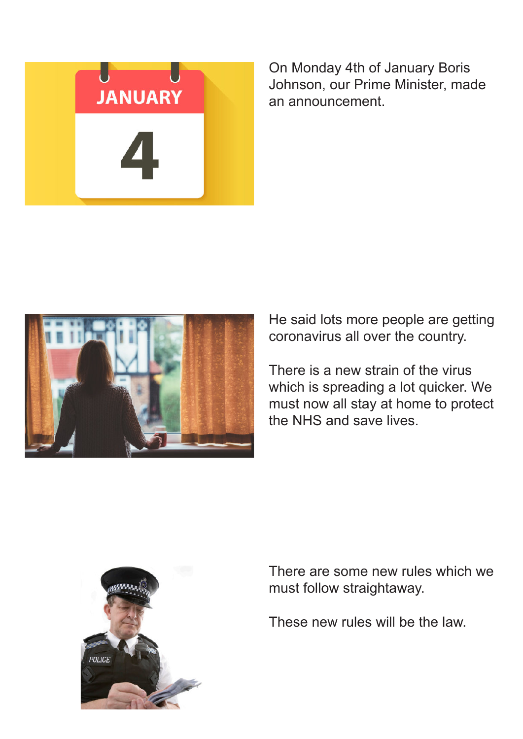On Monday 4th of January Boris Johnson, our Prime Minister, made an announcement.

He said lots more people are getting coronavirus all over the country.

There is a new strain of the virus which is spreading a lot quicker. We must now all stay at home to protect the NHS and save lives.

There are some new rules which we must follow straightaway.

These new rules will be the law.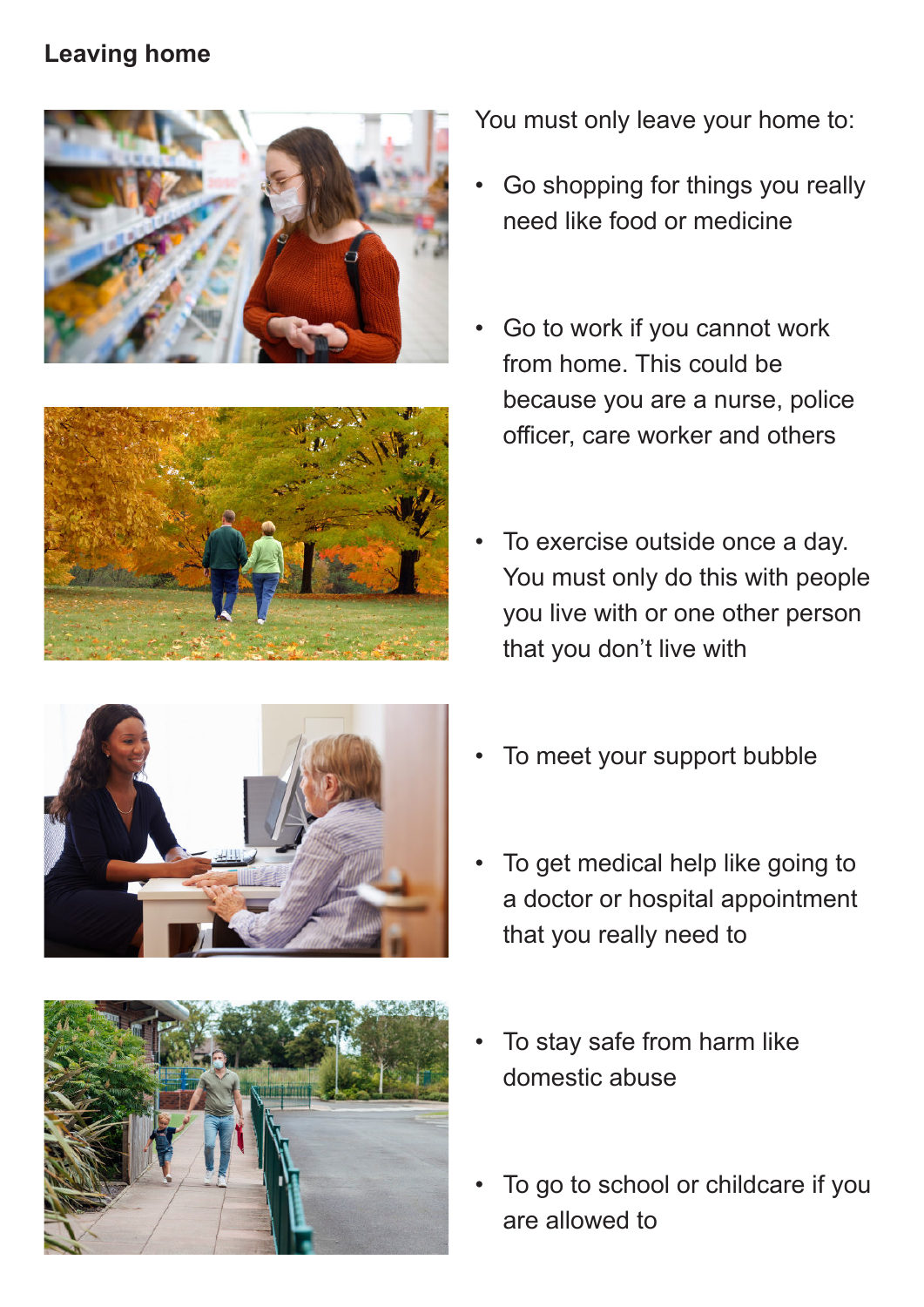## Leaving home

You must only leave your home to:

- Go shopping for things you really need like food or medicine
- Go to work if you cannot work from home. This could be because you are a nurse, police officer, care worker and others
- To exercise outside once a day. You must only do this with people you live with or one other person that you don't live with
- To meet your support bubble
- To get medical help like going to a doctor or hospital appointment that you really need to
- To stay safe from harm like domestic abuse
- To go to school or childcare if you are allowed to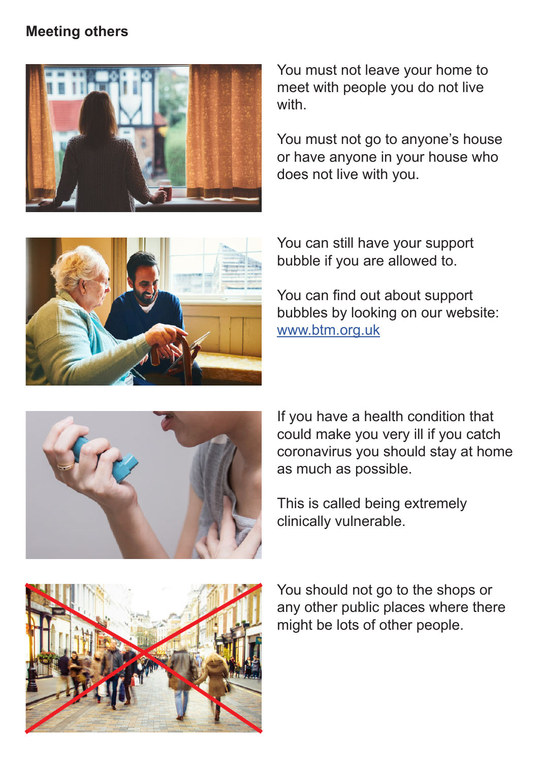## Meeting others

You must not leave your home to meet with people you do not live with.

You must not go to anyone's house or have anyone in your house who does not live with you.

You can still have your support bubble if you are allowed to.

You can find out about support bubbles by looking on our website: [www.btm.org.uk](http://www.btm.org.uk)

If you have a health condition that could make you very ill if you catch coronavirus you should stay at home as much as possible.

This is called being extremely clinically vulnerable.

You should not go to the shops or any other public places where there might be lots of other people.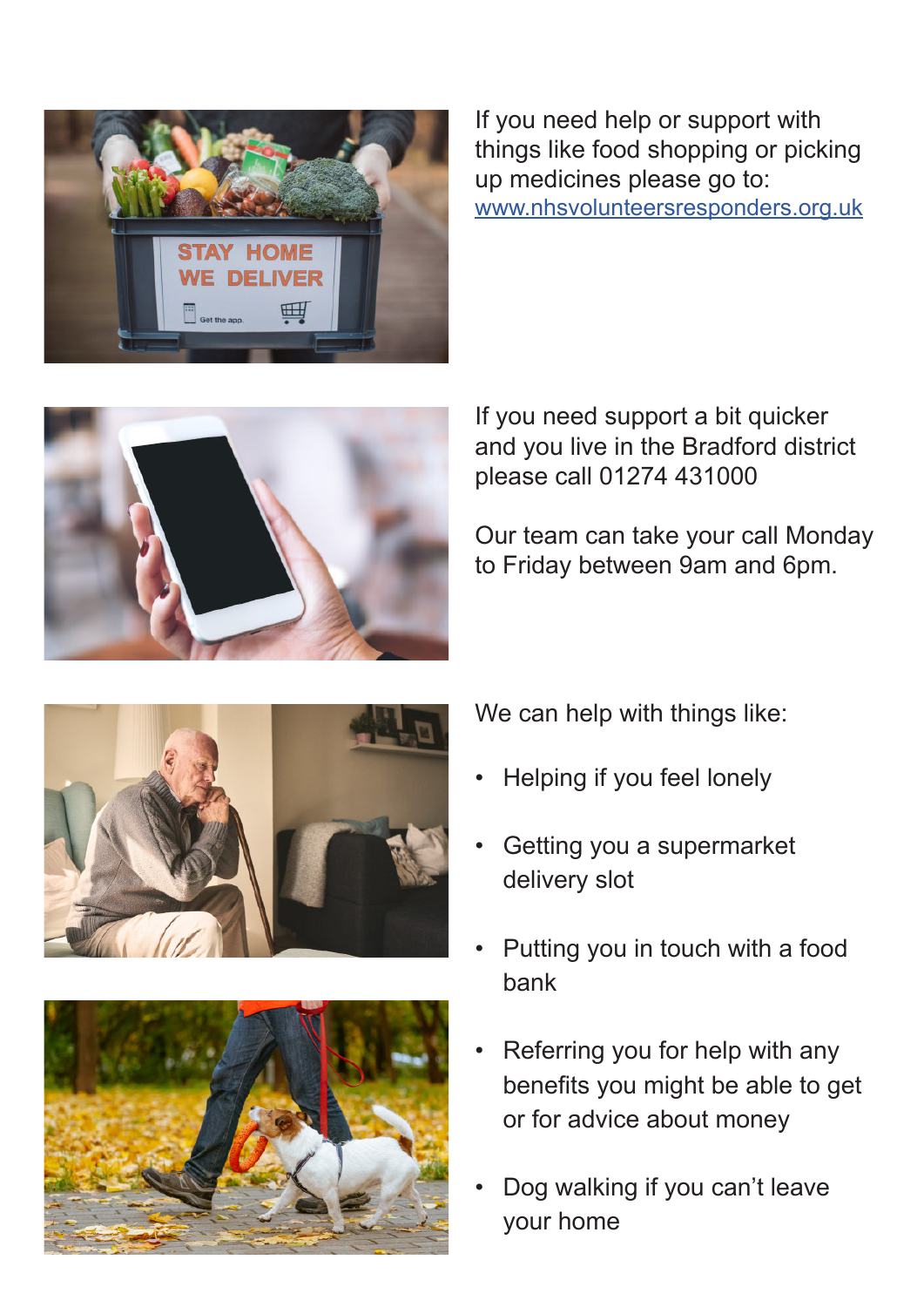If you need help or support with things like food shopping or picking up medicines please go to: www.nhsvolunteersresponders.org.uk

If you need support a bit quicker and you live in the Bradford district please call 01274 431000

Our team can take your call Monday to Friday between 9am and 6pm.

We can help with things like:

- Helping if you feel lonely
- Getting you a supermarket delivery slot
- Putting you in touch with a food bank
- Referring you for help with any benefits you might be able to get or for advice about money
- Dog walking if you can't leave your home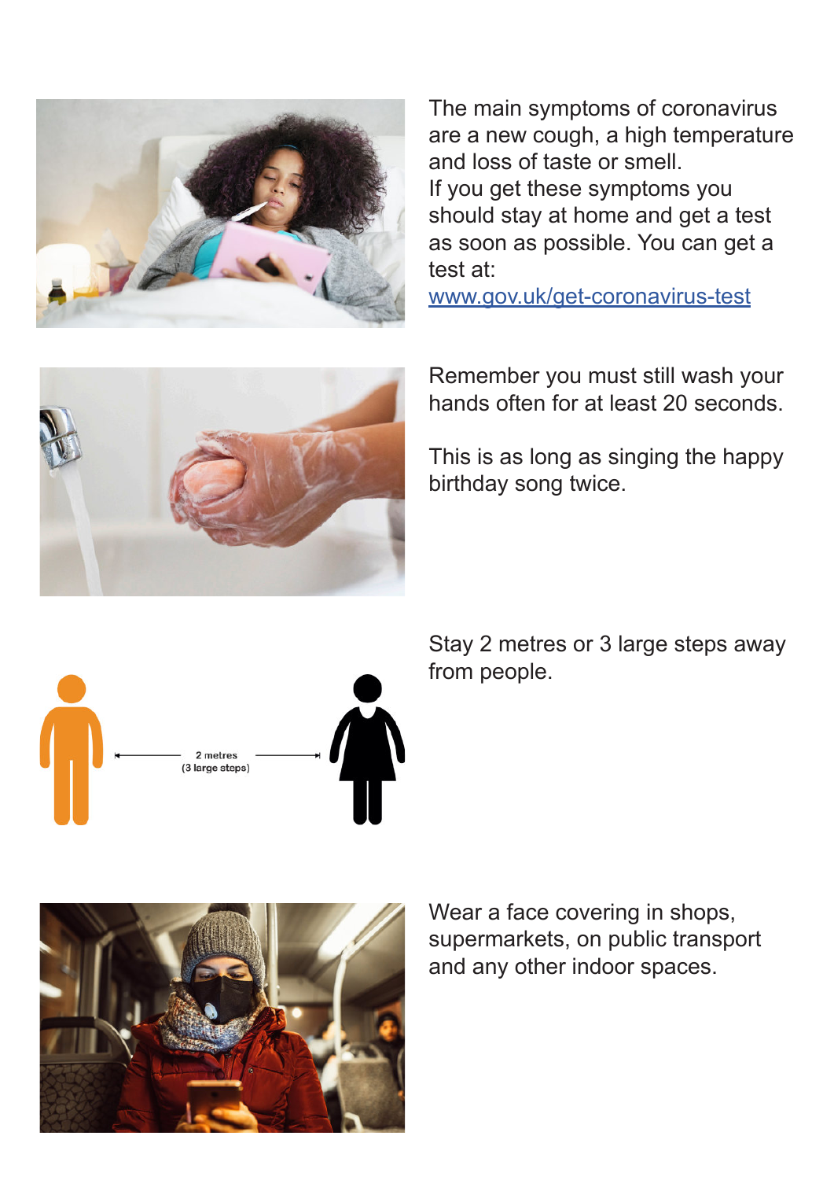The main symptoms of coronavirus are a new cough, a high temperature and loss of taste or smell.
If you get these symptoms you should stay at home and get a test as soon as possible. You can get a test at:
[www.gov.uk/get-coronavirus-test](http://www.gov.uk/get-coronavirus-test)

Remember you must still wash your hands often for at least 20 seconds.

This is as long as singing the happy birthday song twice.

2 metres
(3 large steps)

Stay 2 metres or 3 large steps away from people.

Wear a face covering in shops, supermarkets, on public transport and any other indoor spaces.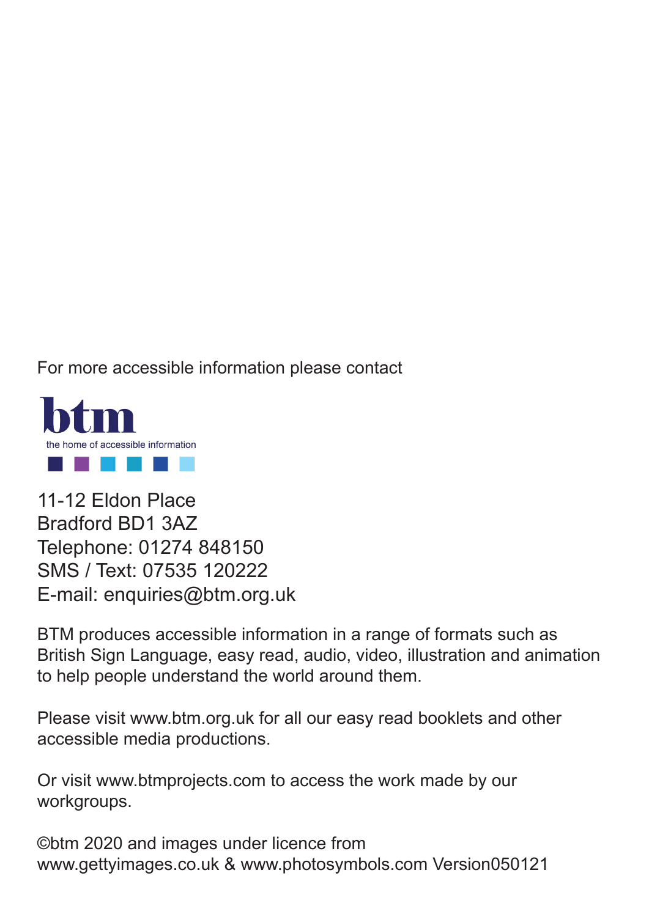For more accessible information please contact

btm

the home of accessible information

11-12 Eldon Place
Bradford BD1 3AZ
Telephone: 01274 848150
SMS / Text: 07535 120222
E-mail: enquiries@btm.org.uk

BTM produces accessible information in a range of formats such as British Sign Language, easy read, audio, video, illustration and animation to help people understand the world around them.

Please visit www.btm.org.uk for all our easy read booklets and other accessible media productions.

Or visit www.btmprojects.com to access the work made by our workgroups.

©btm 2020 and images under licence from www.gettyimages.co.uk & www.photosymbols.com Version050121